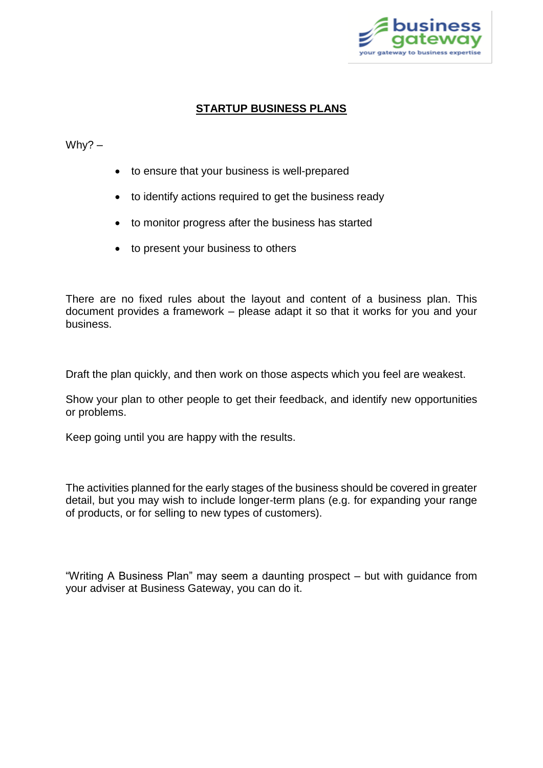# STARTUP BUSINESS PLANS

Why? –

- to ensure that your business is well-prepared
- to identify actions required to get the business ready
- to monitor progress after the business has started
- to present your business to others

There are no fixed rules about the layout and content of a business plan. This document provides a framework – please adapt it so that it works for you and your business.

Draft the plan quickly, and then work on those aspects which you feel are weakest.

Show your plan to other people to get their feedback, and identify new opportunities or problems.

Keep going until you are happy with the results.

The activities planned for the early stages of the business should be covered in greater detail, but you may wish to include longer-term plans (e.g. for expanding your range of products, or for selling to new types of customers).

"Writing A Business Plan" may seem a daunting prospect – but with guidance from your adviser at Business Gateway, you can do it.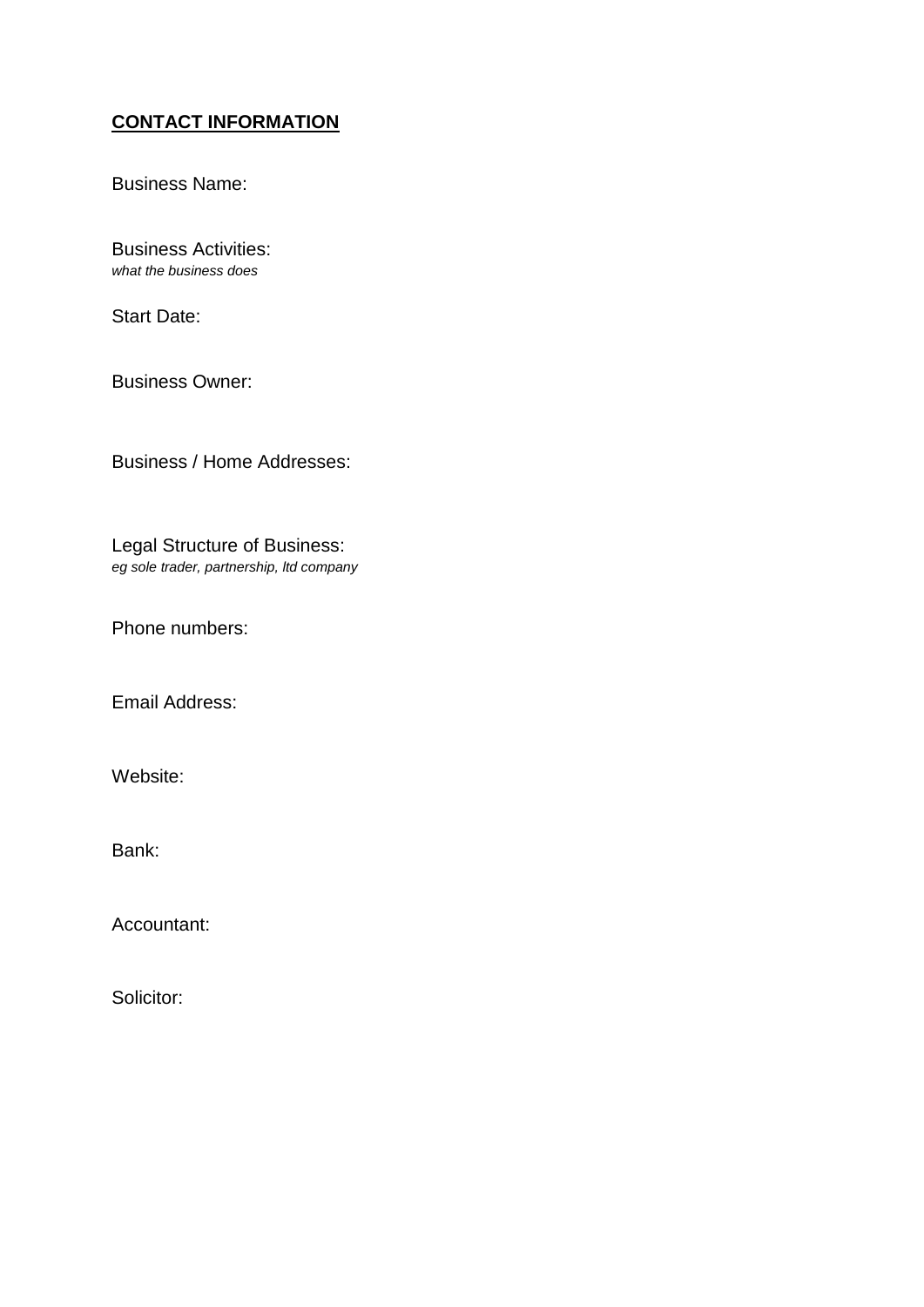## <u>CONTACT INFORMATION</u>

Business Name:

Business Activities:
*what the business does*

Start Date:

Business Owner:

Business / Home Addresses:

Legal Structure of Business:
*eg sole trader, partnership, ltd company*

Phone numbers:

Email Address:

Website:

Bank:

Accountant:

Solicitor: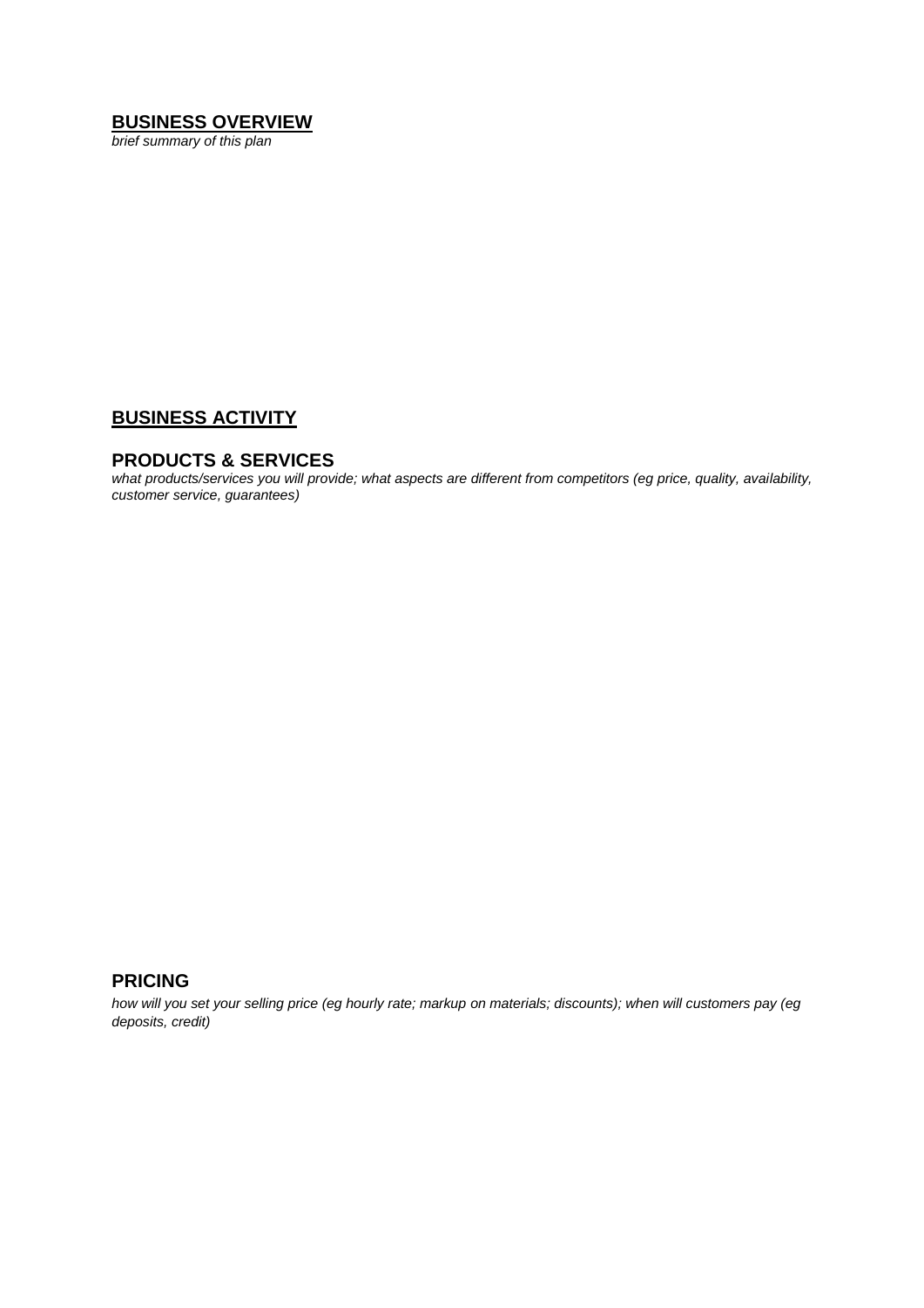## BUSINESS OVERVIEW

*brief summary of this plan*

## BUSINESS ACTIVITY

### PRODUCTS & SERVICES

*what products/services you will provide; what aspects are different from competitors (eg price, quality, availability, customer service, guarantees)*

### PRICING

*how will you set your selling price (eg hourly rate; markup on materials; discounts); when will customers pay (eg deposits, credit)*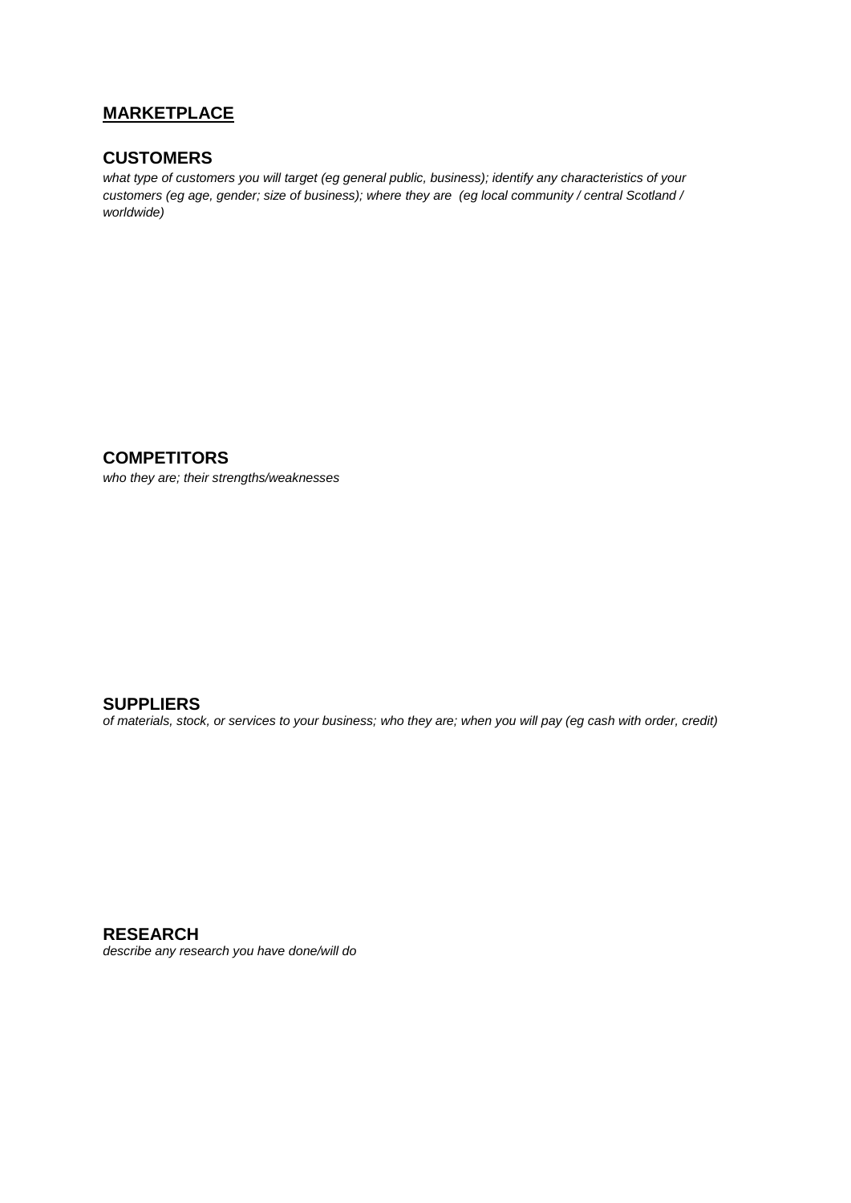## MARKETPLACE

### CUSTOMERS

*what type of customers you will target (eg general public, business); identify any characteristics of your customers (eg age, gender; size of business); where they are (eg local community / central Scotland / worldwide)*

### COMPETITORS

*who they are; their strengths/weaknesses*

### SUPPLIERS

*of materials, stock, or services to your business; who they are; when you will pay (eg cash with order, credit)*

### RESEARCH

*describe any research you have done/will do*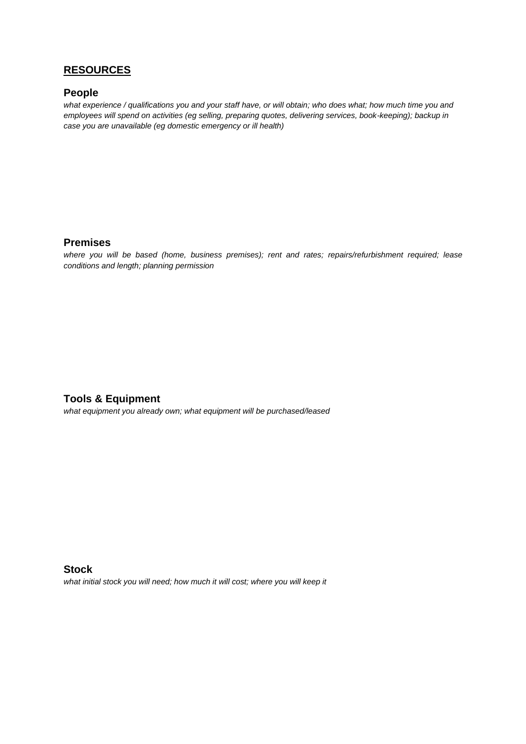## **RESOURCES**

### People

*what experience / qualifications you and your staff have, or will obtain; who does what; how much time you and employees will spend on activities (eg selling, preparing quotes, delivering services, book-keeping); backup in case you are unavailable (eg domestic emergency or ill health)*

### Premises

*where you will be based (home, business premises); rent and rates; repairs/refurbishment required; lease conditions and length; planning permission*

### Tools & Equipment

*what equipment you already own; what equipment will be purchased/leased*

### Stock

*what initial stock you will need; how much it will cost; where you will keep it*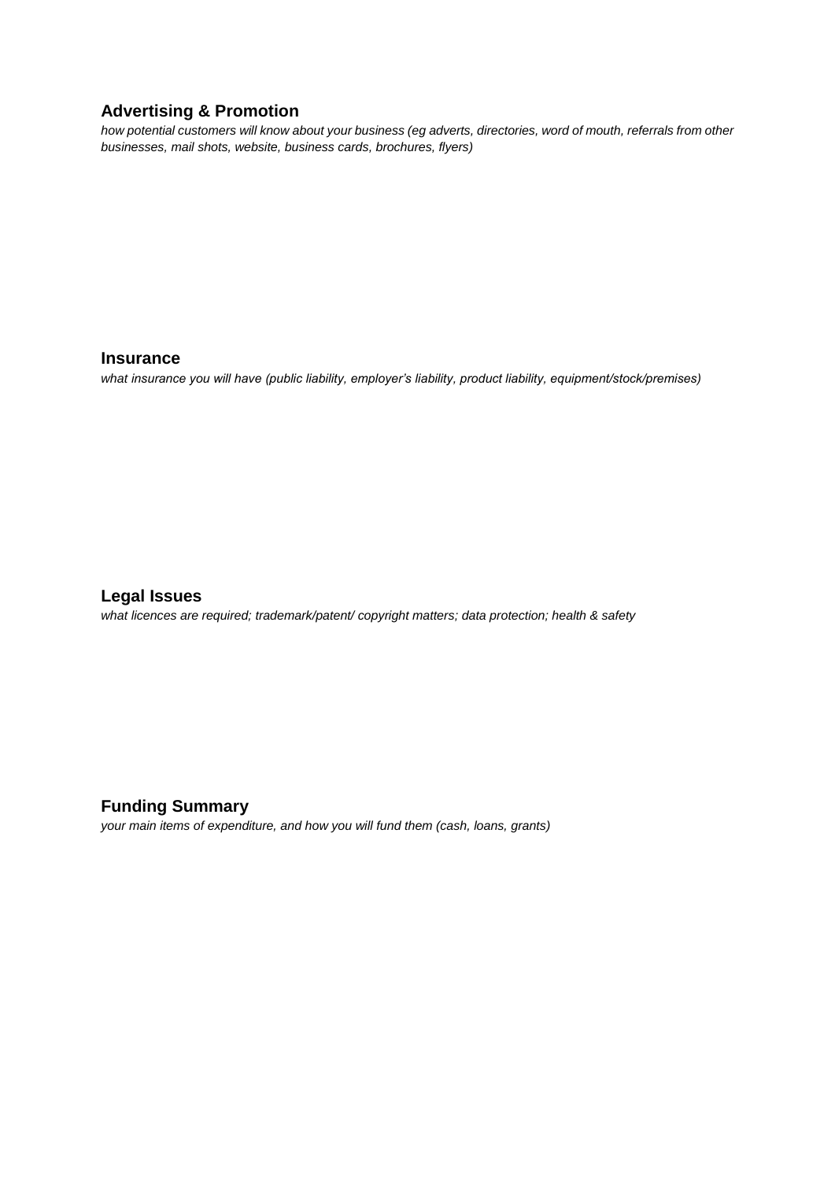## Advertising & Promotion

*how potential customers will know about your business (eg adverts, directories, word of mouth, referrals from other businesses, mail shots, website, business cards, brochures, flyers)*

## Insurance

*what insurance you will have (public liability, employer's liability, product liability, equipment/stock/premises)*

## Legal Issues

*what licences are required; trademark/patent/ copyright matters; data protection; health & safety*

## Funding Summary

*your main items of expenditure, and how you will fund them (cash, loans, grants)*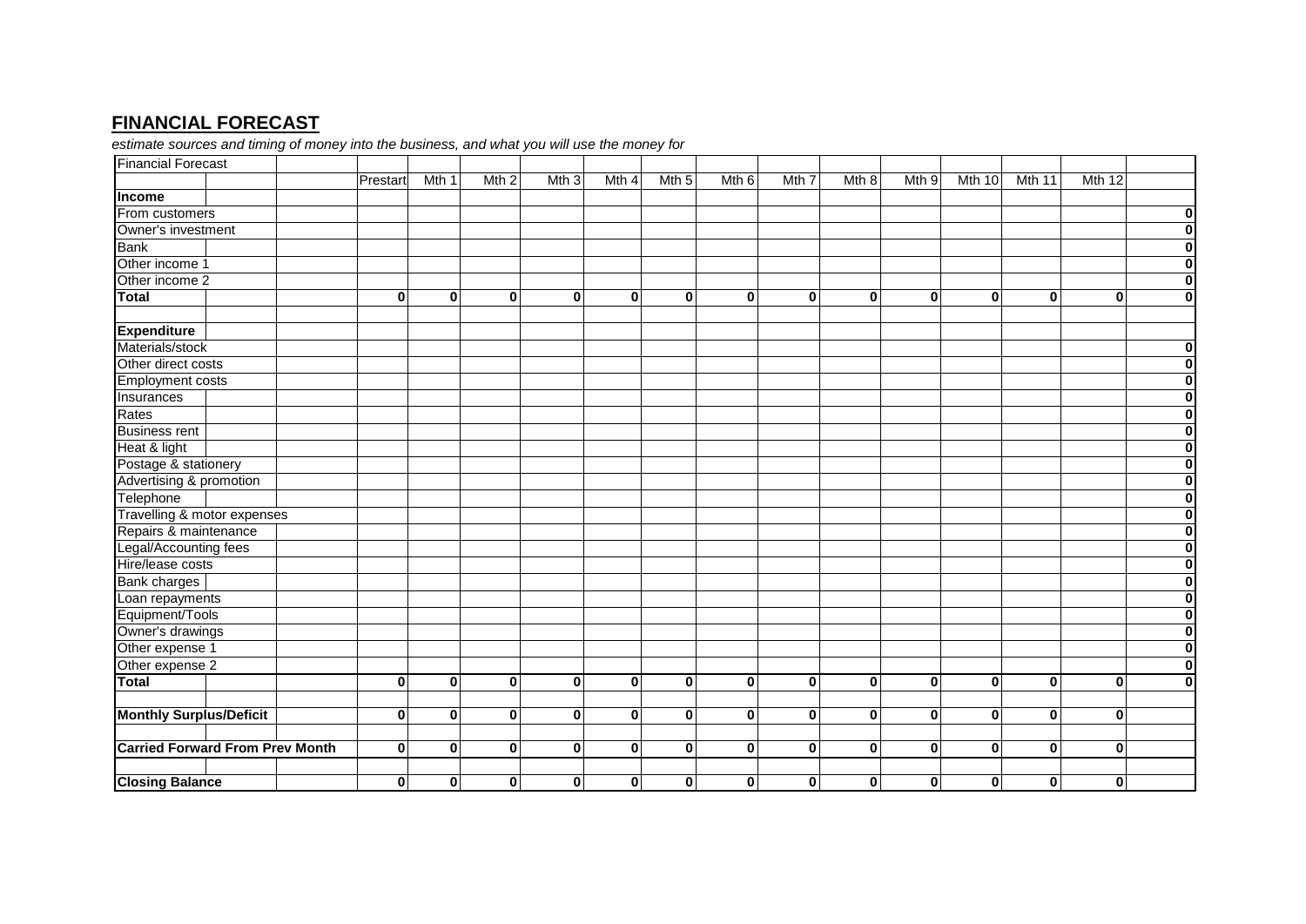## FINANCIAL FORECAST

*estimate sources and timing of money into the business, and what you will use the money for*

| Financial Forecast | Prestart | Mth 1 | Mth 2 | Mth 3 | Mth 4 | Mth 5 | Mth 6 | Mth 7 | Mth 8 | Mth 9 | Mth 10 | Mth 11 | Mth 12 | |
|---|---|---|---|---|---|---|---|---|---|---|---|---|---|---|
| **Income** | | | | | | | | | | | | | | |
| From customers | | | | | | | | | | | | | | **0** |
| Owner's investment | | | | | | | | | | | | | | **0** |
| Bank | | | | | | | | | | | | | | **0** |
| Other income 1 | | | | | | | | | | | | | | **0** |
| Other income 2 | | | | | | | | | | | | | | **0** |
| **Total** | **0** | **0** | **0** | **0** | **0** | **0** | **0** | **0** | **0** | **0** | **0** | **0** | **0** | **0** |
| | | | | | | | | | | | | | | |
| **Expenditure** | | | | | | | | | | | | | | |
| Materials/stock | | | | | | | | | | | | | | **0** |
| Other direct costs | | | | | | | | | | | | | | **0** |
| Employment costs | | | | | | | | | | | | | | **0** |
| Insurances | | | | | | | | | | | | | | **0** |
| Rates | | | | | | | | | | | | | | **0** |
| Business rent | | | | | | | | | | | | | | **0** |
| Heat & light | | | | | | | | | | | | | | **0** |
| Postage & stationery | | | | | | | | | | | | | | **0** |
| Advertising & promotion | | | | | | | | | | | | | | **0** |
| Telephone | | | | | | | | | | | | | | **0** |
| Travelling & motor expenses | | | | | | | | | | | | | | **0** |
| Repairs & maintenance | | | | | | | | | | | | | | **0** |
| Legal/Accounting fees | | | | | | | | | | | | | | **0** |
| Hire/lease costs | | | | | | | | | | | | | | **0** |
| Bank charges | | | | | | | | | | | | | | **0** |
| Loan repayments | | | | | | | | | | | | | | **0** |
| Equipment/Tools | | | | | | | | | | | | | | **0** |
| Owner's drawings | | | | | | | | | | | | | | **0** |
| Other expense 1 | | | | | | | | | | | | | | **0** |
| Other expense 2 | | | | | | | | | | | | | | **0** |
| **Total** | **0** | **0** | **0** | **0** | **0** | **0** | **0** | **0** | **0** | **0** | **0** | **0** | **0** | **0** |
| | | | | | | | | | | | | | | |
| **Monthly Surplus/Deficit** | **0** | **0** | **0** | **0** | **0** | **0** | **0** | **0** | **0** | **0** | **0** | **0** | **0** | |
| | | | | | | | | | | | | | | |
| **Carried Forward From Prev Month** | **0** | **0** | **0** | **0** | **0** | **0** | **0** | **0** | **0** | **0** | **0** | **0** | **0** | |
| | | | | | | | | | | | | | | |
| **Closing Balance** | **0** | **0** | **0** | **0** | **0** | **0** | **0** | **0** | **0** | **0** | **0** | **0** | **0** | |